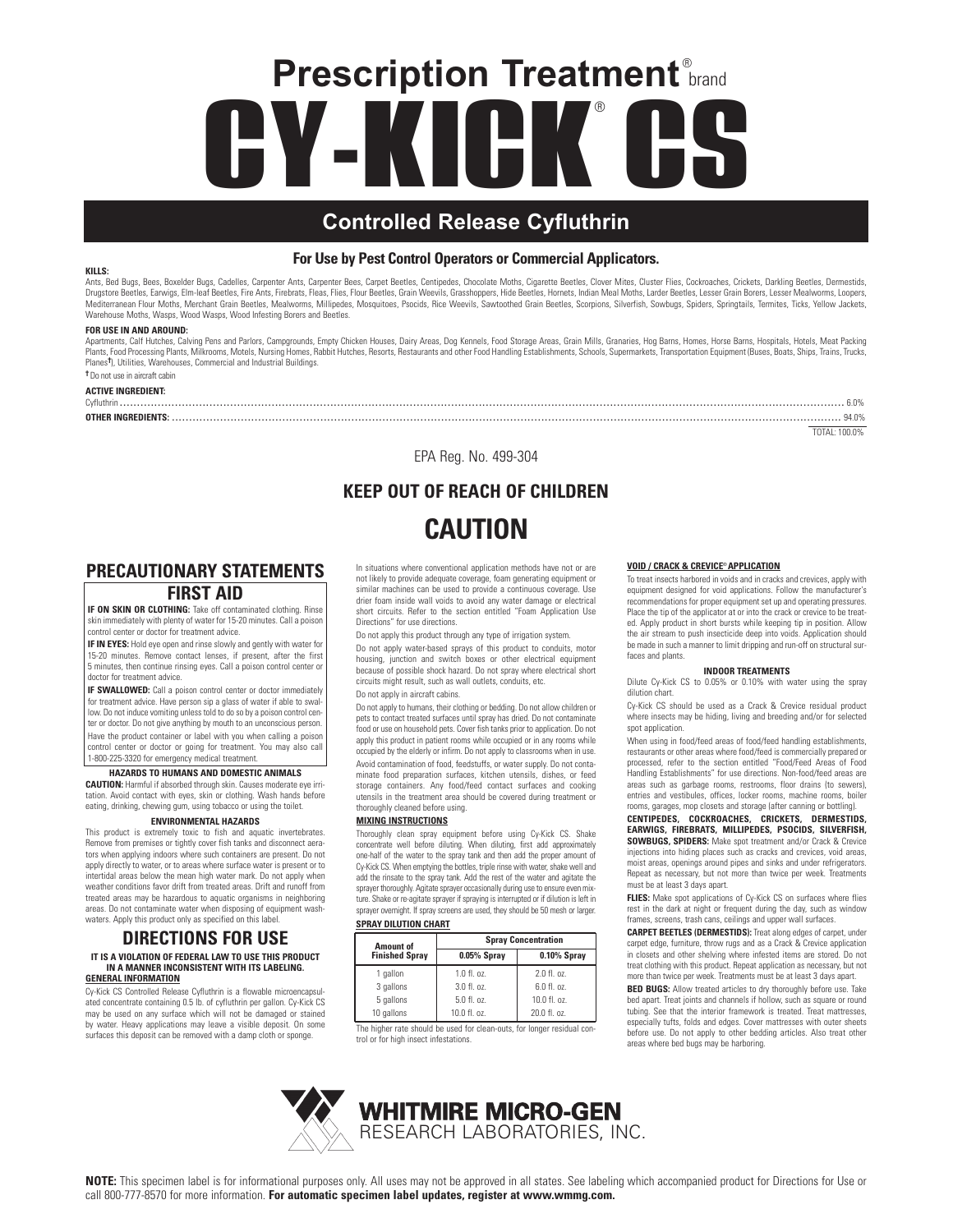# Prescription Treatment® brand

# CY-KICK® CS

## Controlled Release Cyfluthrin

**For Use by Pest Control Operators or Commercial Applicators.**

**KILLS:**
Ants, Bed Bugs, Bees, Boxelder Bugs, Cadelles, Carpenter Ants, Carpenter Bees, Carpet Beetles, Centipedes, Chocolate Moths, Cigarette Beetles, Clover Mites, Cluster Flies, Cockroaches, Crickets, Darkling Beetles, Dermestids, Drugstore Beetles, Earwigs, Elm-leaf Beetles, Fire Ants, Firebrats, Fleas, Flies, Flour Beetles, Grain Weevils, Grasshoppers, Hide Beetles, Hornets, Indian Meal Moths, Larder Beetles, Lesser Grain Borers, Lesser Mealworms, Loopers, Mediterranean Flour Moths, Merchant Grain Beetles, Mealworms, Millipedes, Mosquitoes, Psocids, Rice Weevils, Sawtoothed Grain Beetles, Scorpions, Silverfish, Sowbugs, Spiders, Springtails, Termites, Ticks, Yellow Jackets, Warehouse Moths, Wasps, Wood Wasps, Wood Infesting Borers and Beetles.

**FOR USE IN AND AROUND:**
Apartments, Calf Hutches, Calving Pens and Parlors, Campgrounds, Empty Chicken Houses, Dairy Areas, Dog Kennels, Food Storage Areas, Grain Mills, Granaries, Hog Barns, Homes, Horse Barns, Hospitals, Hotels, Meat Packing Plants, Food Processing Plants, Milkrooms, Motels, Nursing Homes, Rabbit Hutches, Resorts, Restaurants and other Food Handling Establishments, Schools, Supermarkets, Transportation Equipment (Buses, Boats, Ships, Trains, Trucks, Planes†), Utilities, Warehouses, Commercial and Industrial Buildings.

† Do not use in aircraft cabin

**ACTIVE INGREDIENT:**
Cyfluthrin ........................................ 6.0%
**OTHER INGREDIENTS:** ........................................ 94.0%
TOTAL: 100.0%

EPA Reg. No. 499-304

## KEEP OUT OF REACH OF CHILDREN

## CAUTION

## PRECAUTIONARY STATEMENTS

### FIRST AID

**IF ON SKIN OR CLOTHING:** Take off contaminated clothing. Rinse skin immediately with plenty of water for 15-20 minutes. Call a poison control center or doctor for treatment advice.

**IF IN EYES:** Hold eye open and rinse slowly and gently with water for 15-20 minutes. Remove contact lenses, if present, after the first 5 minutes, then continue rinsing eyes. Call a poison control center or doctor for treatment advice.

**IF SWALLOWED:** Call a poison control center or doctor immediately for treatment advice. Have person sip a glass of water if able to swallow. Do not induce vomiting unless told to do so by a poison control center or doctor. Do not give anything by mouth to an unconscious person.

Have the product container or label with you when calling a poison control center or doctor or going for treatment. You may also call 1-800-225-3320 for emergency medical treatment.

#### HAZARDS TO HUMANS AND DOMESTIC ANIMALS

**CAUTION:** Harmful if absorbed through skin. Causes moderate eye irritation. Avoid contact with eyes, skin or clothing. Wash hands before eating, drinking, chewing gum, using tobacco or using the toilet.

#### ENVIRONMENTAL HAZARDS

This product is extremely toxic to fish and aquatic invertebrates. Remove from premises or tightly cover fish tanks and disconnect aerators when applying indoors where such containers are present. Do not apply directly to water, or to areas where surface water is present or to intertidal areas below the mean high water mark. Do not apply when weather conditions favor drift from treated areas. Drift and runoff from treated areas may be hazardous to aquatic organisms in neighboring areas. Do not contaminate water when disposing of equipment washwaters. Apply this product only as specified on this label.

## DIRECTIONS FOR USE

**IT IS A VIOLATION OF FEDERAL LAW TO USE THIS PRODUCT IN A MANNER INCONSISTENT WITH ITS LABELING.**

**GENERAL INFORMATION**

Cy-Kick CS Controlled Release Cyfluthrin is a flowable microencapsulated concentrate containing 0.5 lb. of cyfluthrin per gallon. Cy-Kick CS may be used on any surface which will not be damaged or stained by water. Heavy applications may leave a visible deposit. On some surfaces this deposit can be removed with a damp cloth or sponge.

In situations where conventional application methods have not or are not likely to provide adequate coverage, foam generating equipment or similar machines can be used to provide a continuous coverage. Use drier foam inside wall voids to avoid any water damage or electrical short circuits. Refer to the section entitled "Foam Application Use Directions" for use directions.

Do not apply this product through any type of irrigation system.

Do not apply water-based sprays of this product to conduits, motor housing, junction and switch boxes or other electrical equipment because of possible shock hazard. Do not spray where electrical short circuits might result, such as wall outlets, conduits, etc.

Do not apply in aircraft cabins.

Do not apply to humans, their clothing or bedding. Do not allow children or pets to contact treated surfaces until spray has dried. Do not contaminate food or use on household pets. Cover fish tanks prior to application. Do not apply this product in patient rooms while occupied or in any rooms while occupied by the elderly or infirm. Do not apply to classrooms when in use.

Avoid contamination of food, feedstuffs, or water supply. Do not contaminate food preparation surfaces, kitchen utensils, dishes, or feed storage containers. Any food/feed contact surfaces and cooking utensils in the treatment area should be covered during treatment or thoroughly cleaned before using.

**MIXING INSTRUCTIONS**

Thoroughly clean spray equipment before using Cy-Kick CS. Shake concentrate well before diluting. When diluting, first add approximately one-half of the water to the spray tank and then add the proper amount of Cy-Kick CS. When emptying the bottles, triple rinse with water, shake well and add the rinsate to the spray tank. Add the rest of the water and agitate the sprayer thoroughly. Agitate sprayer occasionally during use to ensure even mixture. Shake or re-agitate sprayer if spraying is interrupted or if dilution is left in sprayer overnight. If spray screens are used, they should be 50 mesh or larger.

**SPRAY DILUTION CHART**

| Amount of Finished Spray | Spray Concentration | |
|---|---|---|
| | 0.05% Spray | 0.10% Spray |
| 1 gallon | 1.0 fl. oz. | 2.0 fl. oz. |
| 3 gallons | 3.0 fl. oz. | 6.0 fl. oz. |
| 5 gallons | 5.0 fl. oz. | 10.0 fl. oz. |
| 10 gallons | 10.0 fl. oz. | 20.0 fl. oz. |

The higher rate should be used for clean-outs, for longer residual control or for high insect infestations.

**VOID / CRACK & CREVICE® APPLICATION**

To treat insects harbored in voids and in cracks and crevices, apply with equipment designed for void applications. Follow the manufacturer's recommendations for proper equipment set up and operating pressures. Place the tip of the applicator at or into the crack or crevice to be treated. Apply product in short bursts while keeping tip in position. Allow the air stream to push insecticide deep into voids. Application should be made in such a manner to limit dripping and run-off on structural surfaces and plants.

#### INDOOR TREATMENTS

Dilute Cy-Kick CS to 0.05% or 0.10% with water using the spray dilution chart.

Cy-Kick CS should be used as a Crack & Crevice residual product where insects may be hiding, living and breeding and/or for selected spot application.

When using in food/feed areas of food/feed handling establishments, restaurants or other areas where food/feed is commercially prepared or processed, refer to the section entitled "Food/Feed Areas of Food Handling Establishments" for use directions. Non-food/feed areas are areas such as garbage rooms, restrooms, floor drains (to sewers), entries and vestibules, offices, locker rooms, machine rooms, boiler rooms, garages, mop closets and storage (after canning or bottling).

**CENTIPEDES, COCKROACHES, CRICKETS, DERMESTIDS, EARWIGS, FIREBRATS, MILLIPEDES, PSOCIDS, SILVERFISH, SOWBUGS, SPIDERS:** Make spot treatment and/or Crack & Crevice injections into hiding places such as cracks and crevices, void areas, moist areas, openings around pipes and sinks and under refrigerators. Repeat as necessary, but not more than twice per week. Treatments must be at least 3 days apart.

**FLIES:** Make spot applications of Cy-Kick CS on surfaces where flies rest in the dark at night or frequent during the day, such as window frames, screens, trash cans, ceilings and upper wall surfaces.

**CARPET BEETLES (DERMESTIDS):** Treat along edges of carpet, under carpet edge, furniture, throw rugs and as a Crack & Crevice application in closets and other shelving where infested items are stored. Do not treat clothing with this product. Repeat application as necessary, but not more than twice per week. Treatments must be at least 3 days apart.

**BED BUGS:** Allow treated articles to dry thoroughly before use. Take bed apart. Treat joints and channels if hollow, such as square or round tubing. See that the interior framework is treated. Treat mattresses, especially tufts, folds and edges. Cover mattresses with outer sheets before use. Do not apply to other bedding articles. Also treat other areas where bed bugs may be harboring.

**WHITMIRE MICRO-GEN**
RESEARCH LABORATORIES, INC.

**NOTE:** This specimen label is for informational purposes only. All uses may not be approved in all states. See labeling which accompanied product for Directions for Use or call 800-777-8570 for more information. **For automatic specimen label updates, register at www.wmmg.com.**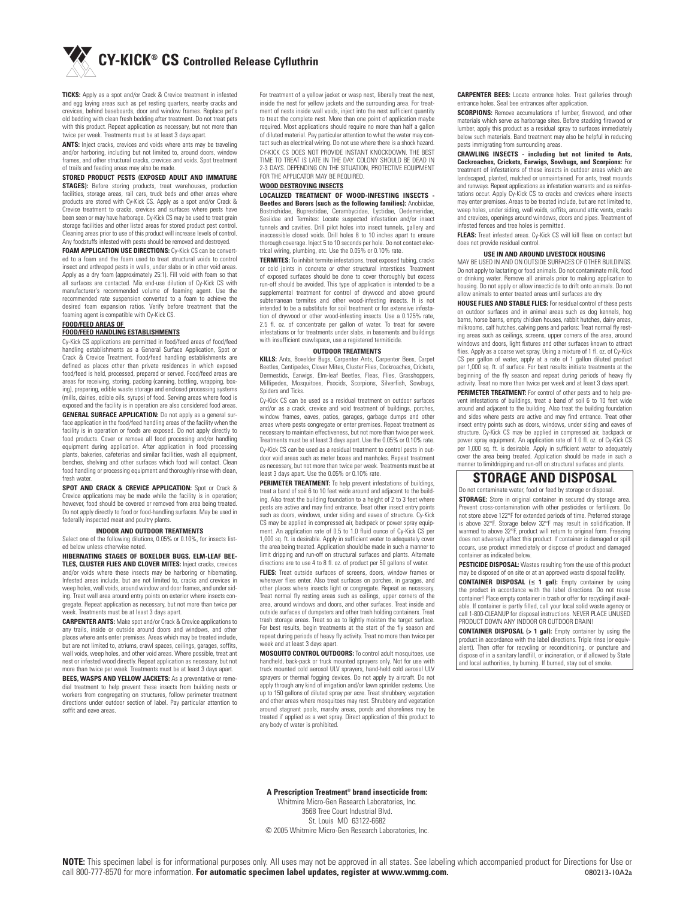# CY-KICK® CS Controlled Release Cyfluthrin

**TICKS:** Apply as a spot and/or Crack & Crevice treatment in infested and egg laying areas such as pet resting quarters, nearby cracks and crevices, behind baseboards, door and window frames. Replace pet's old bedding with clean fresh bedding after treatment. Do not treat pets with this product. Repeat application as necessary, but not more than twice per week. Treatments must be at least 3 days apart.

**ANTS:** Inject cracks, crevices and voids where ants may be traveling and/or harboring, including but not limited to, around doors, window frames, and other structural cracks, crevices and voids. Spot treatment of trails and feeding areas may also be made.

**STORED PRODUCT PESTS (EXPOSED ADULT AND IMMATURE STAGES):** Before storing products, treat warehouses, production facilities, storage areas, rail cars, truck beds and other areas where products are stored with Cy-Kick CS. Apply as a spot and/or Crack & Crevice treatment to cracks, crevices and surfaces where pests have been seen or may have harborage. Cy-Kick CS may be used to treat grain storage facilities and other listed areas for stored product pest control. Cleaning areas prior to use of this product will increase levels of control. Any foodstuffs infested with pests should be removed and destroyed.

**FOAM APPLICATION USE DIRECTIONS:** Cy-Kick CS can be converted to a foam and the foam used to treat structural voids to control insect and arthropod pests in walls, under slabs or in other void areas. Apply as a dry foam (approximately 25:1). Fill void with foam so that all surfaces are contacted. Mix end-use dilution of Cy-Kick CS with manufacturer's recommended volume of foaming agent. Use the recommended rate suspension converted to a foam to achieve the desired foam expansion ratios. Verify before treatment that the foaming agent is compatible with Cy-Kick CS.

**FOOD/FEED AREAS OF FOOD/FEED HANDLING ESTABLISHMENTS**

Cy-Kick CS applications are permitted in food/feed areas of food/feed handling establishments as a General Surface Application, Spot or Crack & Crevice Treatment. Food/feed handling establishments are defined as places other than private residences in which exposed food/feed is held, processed, prepared or served. Food/feed areas are areas for receiving, storing, packing (canning, bottling, wrapping, boxing), preparing, edible waste storage and enclosed processing systems (mills, dairies, edible oils, syrups) of food. Serving areas where food is exposed and the facility is in operation are also considered food areas.

**GENERAL SURFACE APPLICATION:** Do not apply as a general surface application in the food/feed handling areas of the facility when the facility is in operation or foods are exposed. Do not apply directly to food products. Cover or remove all food processing and/or handling equipment during application. After application in food processing plants, bakeries, cafeterias and similar facilities, wash all equipment, benches, shelving and other surfaces which food will contact. Clean food handling or processing equipment and thoroughly rinse with clean, fresh water.

**SPOT AND CRACK & CREVICE APPLICATION:** Spot or Crack & Crevice applications may be made while the facility is in operation; however, food should be covered or removed from area being treated. Do not apply directly to food or food-handling surfaces. May be used in federally inspected meat and poultry plants.

**INDOOR AND OUTDOOR TREATMENTS**

Select one of the following dilutions, 0.05% or 0.10%, for insects listed below unless otherwise noted.

**HIBERNATING STAGES OF BOXELDER BUGS, ELM-LEAF BEETLES, CLUSTER FLIES AND CLOVER MITES:** Inject cracks, crevices and/or voids where these insects may be harboring or hibernating. Infested areas include, but are not limited to, cracks and crevices in weep holes, wall voids, around window and door frames, and under siding. Treat wall area around entry points on exterior where insects congregate. Repeat application as necessary, but not more than twice per week. Treatments must be at least 3 days apart.

**CARPENTER ANTS:** Make spot and/or Crack & Crevice applications to any trails, inside or outside around doors and windows, and other places where ants are pests. Areas which may be treated include, but are not limited to, atriums, crawl spaces, ceilings, garages, soffits, wall voids, weep holes, and other void areas. Where possible, treat ant nest or infested wood directly. Repeat application as necessary, but not more than twice per week. Treatments must be at least 3 days apart.

**BEES, WASPS AND YELLOW JACKETS:** As a preventative or remedial treatment to help prevent these insects from building nests or workers from congregating on structures, follow perimeter treatment directions under outdoor section of label. Pay particular attention to soffit and eave areas.

For treatment of a yellow jacket or wasp nest, liberally treat the nest, inside the nest for yellow jackets and the surrounding area. For treatment of nests inside wall voids, inject into the nest sufficient quantity to treat the complete nest. More than one point of application maybe required. Most applications should require no more than half a gallon of diluted material. Pay particular attention to what the water may contact such as electrical wiring. Do not use where there is a shock hazard. CY-KICK CS DOES NOT PROVIDE INSTANT KNOCKDOWN. THE BEST TIME TO TREAT IS LATE IN THE DAY. COLONY SHOULD BE DEAD IN 2-3 DAYS. DEPENDING ON THE SITUATION, PROTECTIVE EQUIPMENT FOR THE APPLICATOR MAY BE REQUIRED.

**WOOD DESTROYING INSECTS**

**LOCALIZED TREATMENT OF WOOD-INFESTING INSECTS - Beetles and Borers (such as the following families):** Anobiidae, Bostrichidae, Buprestidae, Cerambycidae, Lyctidae, Oedemeridae, Sesiidae and Termites: Locate suspected infestation and/or insect tunnels and cavities. Drill pilot holes into insect tunnels, gallery and inaccessible closed voids. Drill holes 8 to 10 inches apart to ensure thorough coverage. Inject 5 to 10 seconds per hole. Do not contact electrical wiring, plumbing, etc. Use the 0.05% or 0.10% rate.

**TERMITES:** To inhibit termite infestations, treat exposed tubing, cracks or cold joints in concrete or other structural interstices. Treatment of exposed surfaces should be done to cover thoroughly but excess run-off should be avoided. This type of application is intended to be a supplemental treatment for control of drywood and above ground subterranean termites and other wood-infesting insects. It is not intended to be a substitute for soil treatment or for extensive infestation of drywood or other wood-infesting insects. Use a 0.125% rate, 2.5 fl. oz. of concentrate per gallon of water. To treat for severe infestations or for treatments under slabs, in basements and buildings with insufficient crawlspace, use a registered termiticide.

**OUTDOOR TREATMENTS**

**KILLS:** Ants, Boxelder Bugs, Carpenter Ants, Carpenter Bees, Carpet Beetles, Centipedes, Clover Mites, Cluster Flies, Cockroaches, Crickets, Dermestids, Earwigs, Elm-leaf Beetles, Fleas, Flies, Grasshoppers, Millipedes, Mosquitoes, Psocids, Scorpions, Silverfish, Sowbugs, Spiders and Ticks.

Cy-Kick CS can be used as a residual treatment on outdoor surfaces and/or as a crack, crevice and void treatment of buildings, porches, window frames, eaves, patios, garages, garbage dumps and other areas where pests congregate or enter premises. Repeat treatment as necessary to maintain effectiveness, but not more than twice per week. Treatments must be at least 3 days apart. Use the 0.05% or 0.10% rate.

Cy-Kick CS can be used as a residual treatment to control pests in outdoor void areas such as meter boxes and manholes. Repeat treatment as necessary, but not more than twice per week. Treatments must be at least 3 days apart. Use the 0.05% or 0.10% rate.

**PERIMETER TREATMENT:** To help prevent infestations of buildings, treat a band of soil 6 to 10 feet wide around and adjacent to the building. Also treat the building foundation to a height of 2 to 3 feet where pests are active and may find entrance. Treat other insect entry points such as doors, windows, under siding and eaves of structure. Cy-Kick CS may be applied in compressed air, backpack or power spray equipment. An application rate of 0.5 to 1.0 fluid ounce of Cy-Kick CS per 1,000 sq. ft. is desirable. Apply in sufficient water to adequately cover the area being treated. Application should be made in such a manner to limit dripping and run-off on structural surfaces and plants. Alternate directions are to use 4 to 8 fl. oz. of product per 50 gallons of water.

**FLIES:** Treat outside surfaces of screens, doors, window frames or wherever flies enter. Also treat surfaces on porches, in garages, and other places where insects light or congregate. Repeat as necessary. Treat normal fly resting areas such as ceilings, upper corners of the area, around windows and doors, and other surfaces. Treat inside and outside surfaces of dumpsters and other trash holding containers. Treat trash storage areas. Treat so as to lightly moisten the target surface. For best results, begin treatments at the start of the fly season and repeat during periods of heavy fly activity. Treat no more than twice per week and at least 3 days apart.

**MOSQUITO CONTROL OUTDOORS:** To control adult mosquitoes, use handheld, back-pack or truck mounted sprayers only. Not for use with truck mounted cold aerosol ULV sprayers, hand-held cold aerosol ULV sprayers or thermal fogging devices. Do not apply by aircraft. Do not apply through any kind of irrigation and/or lawn sprinkler systems. Use up to 150 gallons of diluted spray per acre. Treat shrubbery, vegetation and other areas where mosquitoes may rest. Shrubbery and vegetation around stagnant pools, marshy areas, ponds and shorelines may be treated if applied as a wet spray. Direct application of this product to any body of water is prohibited.

**CARPENTER BEES:** Locate entrance holes. Treat galleries through entrance holes. Seal bee entrances after application.

**SCORPIONS:** Remove accumulations of lumber, firewood, and other materials which serve as harborage sites. Before stacking firewood or lumber, apply this product as a residual spray to surfaces immediately below such materials. Band treatment may also be helpful in reducing pests immigrating from surrounding areas.

**CRAWLING INSECTS - including but not limited to Ants, Cockroaches, Crickets, Earwigs, Sowbugs, and Scorpions:** For treatment of infestations of these insects in outdoor areas which are landscaped, planted, mulched or unmaintained. For ants, treat mounds and runways. Repeat applications as infestation warrants and as reinfestations occur. Apply Cy-Kick CS to cracks and crevices where insects may enter premises. Areas to be treated include, but are not limited to, weep holes, under siding, wall voids, soffits, around attic vents, cracks and crevices, openings around windows, doors and pipes. Treatment of infested fences and tree holes is permitted.

**FLEAS:** Treat infested areas. Cy-Kick CS will kill fleas on contact but does not provide residual control.

**USE IN AND AROUND LIVESTOCK HOUSING**

MAY BE USED IN AND ON OUTSIDE SURFACES OF OTHER BUILDINGS. Do not apply to lactating or food animals. Do not contaminate milk, food or drinking water. Remove all animals prior to making application to housing. Do not apply or allow insecticide to drift onto animals. Do not allow animals to enter treated areas until surfaces are dry.

**HOUSE FLIES AND STABLE FLIES:** For residual control of these pests on outdoor surfaces and in animal areas such as dog kennels, hog barns, horse barns, empty chicken houses, rabbit hutches, dairy areas, milkrooms, calf hutches, calving pens and parlors: Treat normal fly resting areas such as ceilings, screens, upper corners of the area, around windows and doors, light fixtures and other surfaces known to attract flies. Apply as a coarse wet spray. Using a mixture of 1 fl. oz. of Cy-Kick CS per gallon of water, apply at a rate of 1 gallon diluted product per 1,000 sq. ft. of surface. For best results initiate treatments at the beginning of the fly season and repeat during periods of heavy fly activity. Treat no more than twice per week and at least 3 days apart.

**PERIMETER TREATMENT:** For control of other pests and to help prevent infestations of buildings, treat a band of soil 6 to 10 feet wide around and adjacent to the building. Also treat the building foundation and sides where pests are active and may find entrance. Treat other insect entry points such as doors, windows, under siding and eaves of structure. Cy-Kick CS may be applied in compressed air, backpack or power spray equipment. An application rate of 1.0 fl. oz. of Cy-Kick CS per 1,000 sq. ft. is desirable. Apply in sufficient water to adequately cover the area being treated. Application should be made in such a manner to limitdripping and run-off on structural surfaces and plants.

## STORAGE AND DISPOSAL

Do not contaminate water, food or feed by storage or disposal.

**STORAGE:** Store in original container in secured dry storage area. Prevent cross-contamination with other pesticides or fertilizers. Do not store above 122°F for extended periods of time. Preferred storage is above 32°F. Storage below 32°F may result in solidification. If warmed to above 32°F, product will return to original form. Freezing does not adversely affect this product. If container is damaged or spill occurs, use product immediately or dispose of product and damaged container as indicated below.

**PESTICIDE DISPOSAL:** Wastes resulting from the use of this product may be disposed of on site or at an approved waste disposal facility.

**CONTAINER DISPOSAL (≤ 1 gal):** Empty container by using the product in accordance with the label directions. Do not reuse container! Place empty container in trash or offer for recycling if available. If container is partly filled, call your local solid waste agency or call 1-800-CLEANUP for disposal instructions. NEVER PLACE UNUSED PRODUCT DOWN ANY INDOOR OR OUTDOOR DRAIN!

**CONTAINER DISPOSAL (> 1 gal):** Empty container by using the product in accordance with the label directions. Triple rinse (or equivalent). Then offer for recycling or reconditioning, or puncture and dispose of in a sanitary landfill, or incineration, or if allowed by State and local authorities, by burning. If burned, stay out of smoke.

**A Prescription Treatment® brand insecticide from:**
Whitmire Micro-Gen Research Laboratories, Inc.
3568 Tree Court Industrial Blvd.
St. Louis MO 63122-6682
© 2005 Whitmire Micro-Gen Research Laboratories, Inc.

**NOTE:** This specimen label is for informational purposes only. All uses may not be approved in all states. See labeling which accompanied product for Directions for Use or call 800-777-8570 for more information. **For automatic specimen label updates, register at www.wmmg.com.**

080213-10A2a